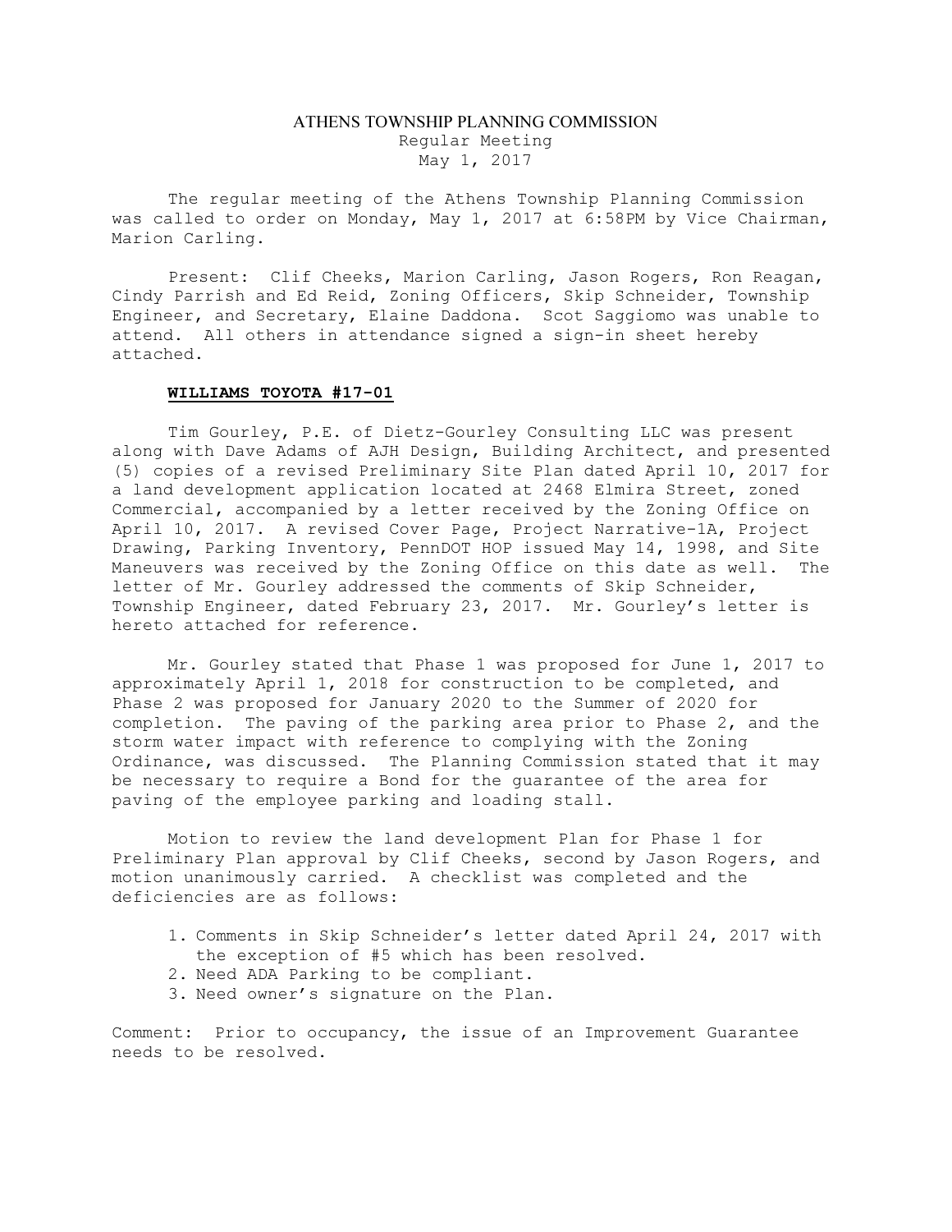# ATHENS TOWNSHIP PLANNING COMMISSION

Regular Meeting
May 1, 2017

The regular meeting of the Athens Township Planning Commission was called to order on Monday, May 1, 2017 at 6:58PM by Vice Chairman, Marion Carling.

Present: Clif Cheeks, Marion Carling, Jason Rogers, Ron Reagan, Cindy Parrish and Ed Reid, Zoning Officers, Skip Schneider, Township Engineer, and Secretary, Elaine Daddona. Scot Saggiomo was unable to attend. All others in attendance signed a sign-in sheet hereby attached.

**WILLIAMS TOYOTA #17-01**

Tim Gourley, P.E. of Dietz-Gourley Consulting LLC was present along with Dave Adams of AJH Design, Building Architect, and presented (5) copies of a revised Preliminary Site Plan dated April 10, 2017 for a land development application located at 2468 Elmira Street, zoned Commercial, accompanied by a letter received by the Zoning Office on April 10, 2017. A revised Cover Page, Project Narrative-1A, Project Drawing, Parking Inventory, PennDOT HOP issued May 14, 1998, and Site Maneuvers was received by the Zoning Office on this date as well. The letter of Mr. Gourley addressed the comments of Skip Schneider, Township Engineer, dated February 23, 2017. Mr. Gourley's letter is hereto attached for reference.

Mr. Gourley stated that Phase 1 was proposed for June 1, 2017 to approximately April 1, 2018 for construction to be completed, and Phase 2 was proposed for January 2020 to the Summer of 2020 for completion. The paving of the parking area prior to Phase 2, and the storm water impact with reference to complying with the Zoning Ordinance, was discussed. The Planning Commission stated that it may be necessary to require a Bond for the guarantee of the area for paving of the employee parking and loading stall.

Motion to review the land development Plan for Phase 1 for Preliminary Plan approval by Clif Cheeks, second by Jason Rogers, and motion unanimously carried. A checklist was completed and the deficiencies are as follows:

1. Comments in Skip Schneider's letter dated April 24, 2017 with the exception of #5 which has been resolved.
2. Need ADA Parking to be compliant.
3. Need owner's signature on the Plan.

Comment: Prior to occupancy, the issue of an Improvement Guarantee needs to be resolved.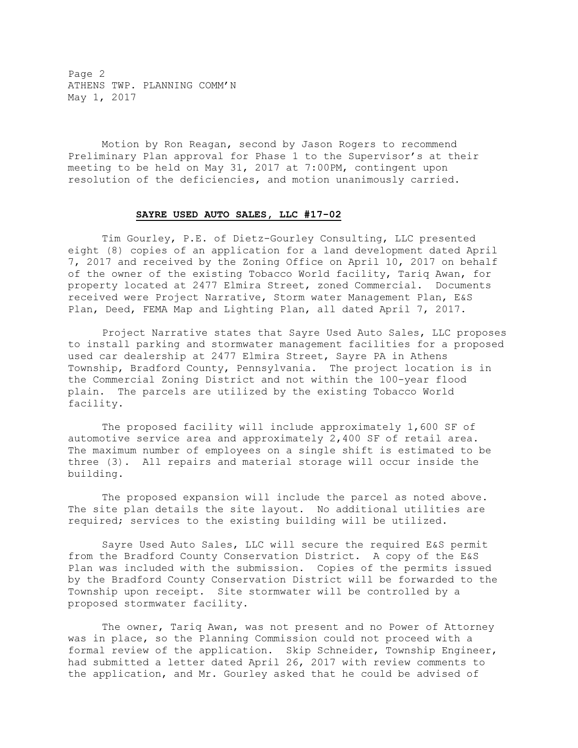Motion by Ron Reagan, second by Jason Rogers to recommend Preliminary Plan approval for Phase 1 to the Supervisor's at their meeting to be held on May 31, 2017 at 7:00PM, contingent upon resolution of the deficiencies, and motion unanimously carried.

## **SAYRE USED AUTO SALES, LLC #17-02**

Tim Gourley, P.E. of Dietz-Gourley Consulting, LLC presented eight (8) copies of an application for a land development dated April 7, 2017 and received by the Zoning Office on April 10, 2017 on behalf of the owner of the existing Tobacco World facility, Tariq Awan, for property located at 2477 Elmira Street, zoned Commercial. Documents received were Project Narrative, Storm water Management Plan, E&S Plan, Deed, FEMA Map and Lighting Plan, all dated April 7, 2017.

Project Narrative states that Sayre Used Auto Sales, LLC proposes to install parking and stormwater management facilities for a proposed used car dealership at 2477 Elmira Street, Sayre PA in Athens Township, Bradford County, Pennsylvania. The project location is in the Commercial Zoning District and not within the 100-year flood plain. The parcels are utilized by the existing Tobacco World facility.

The proposed facility will include approximately 1,600 SF of automotive service area and approximately 2,400 SF of retail area. The maximum number of employees on a single shift is estimated to be three (3). All repairs and material storage will occur inside the building.

The proposed expansion will include the parcel as noted above. The site plan details the site layout. No additional utilities are required; services to the existing building will be utilized.

Sayre Used Auto Sales, LLC will secure the required E&S permit from the Bradford County Conservation District. A copy of the E&S Plan was included with the submission. Copies of the permits issued by the Bradford County Conservation District will be forwarded to the Township upon receipt. Site stormwater will be controlled by a proposed stormwater facility.

The owner, Tariq Awan, was not present and no Power of Attorney was in place, so the Planning Commission could not proceed with a formal review of the application. Skip Schneider, Township Engineer, had submitted a letter dated April 26, 2017 with review comments to the application, and Mr. Gourley asked that he could be advised of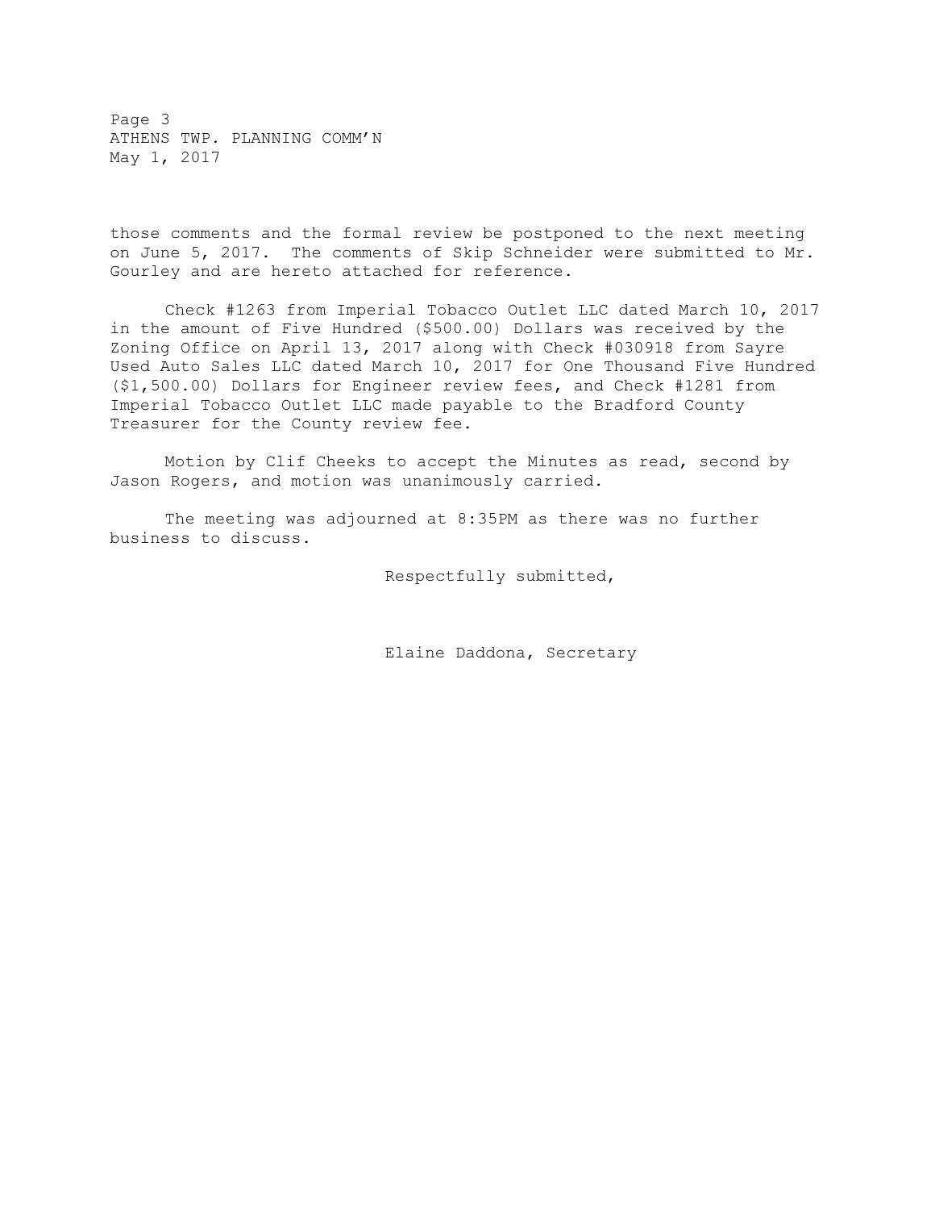those comments and the formal review be postponed to the next meeting on June 5, 2017. The comments of Skip Schneider were submitted to Mr. Gourley and are hereto attached for reference.

Check #1263 from Imperial Tobacco Outlet LLC dated March 10, 2017 in the amount of Five Hundred ($500.00) Dollars was received by the Zoning Office on April 13, 2017 along with Check #030918 from Sayre Used Auto Sales LLC dated March 10, 2017 for One Thousand Five Hundred ($1,500.00) Dollars for Engineer review fees, and Check #1281 from Imperial Tobacco Outlet LLC made payable to the Bradford County Treasurer for the County review fee.

Motion by Clif Cheeks to accept the Minutes as read, second by Jason Rogers, and motion was unanimously carried.

The meeting was adjourned at 8:35PM as there was no further business to discuss.

Respectfully submitted,

Elaine Daddona, Secretary